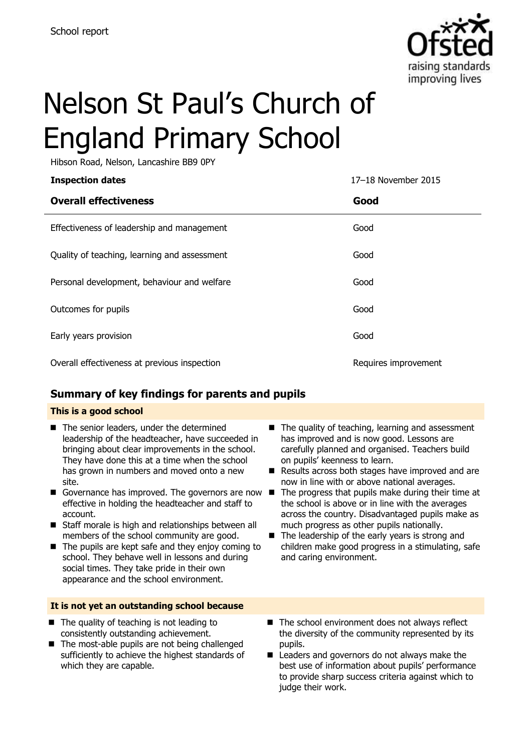School report

# Nelson St Paul's Church of England Primary School

Hibson Road, Nelson, Lancashire BB9 0PY

| **Inspection dates** | 17–18 November 2015 |
|---|---|
| **Overall effectiveness** | **Good** |
| Effectiveness of leadership and management | Good |
| Quality of teaching, learning and assessment | Good |
| Personal development, behaviour and welfare | Good |
| Outcomes for pupils | Good |
| Early years provision | Good |
| Overall effectiveness at previous inspection | Requires improvement |

## Summary of key findings for parents and pupils

**This is a good school**

- The senior leaders, under the determined leadership of the headteacher, have succeeded in bringing about clear improvements in the school. They have done this at a time when the school has grown in numbers and moved onto a new site.
- Governance has improved. The governors are now effective in holding the headteacher and staff to account.
- Staff morale is high and relationships between all members of the school community are good.
- The pupils are kept safe and they enjoy coming to school. They behave well in lessons and during social times. They take pride in their own appearance and the school environment.
- The quality of teaching, learning and assessment has improved and is now good. Lessons are carefully planned and organised. Teachers build on pupils' keenness to learn.
- Results across both stages have improved and are now in line with or above national averages.
- The progress that pupils make during their time at the school is above or in line with the averages across the country. Disadvantaged pupils make as much progress as other pupils nationally.
- The leadership of the early years is strong and children make good progress in a stimulating, safe and caring environment.

**It is not yet an outstanding school because**

- The quality of teaching is not leading to consistently outstanding achievement.
- The most-able pupils are not being challenged sufficiently to achieve the highest standards of which they are capable.
- The school environment does not always reflect the diversity of the community represented by its pupils.
- Leaders and governors do not always make the best use of information about pupils' performance to provide sharp success criteria against which to judge their work.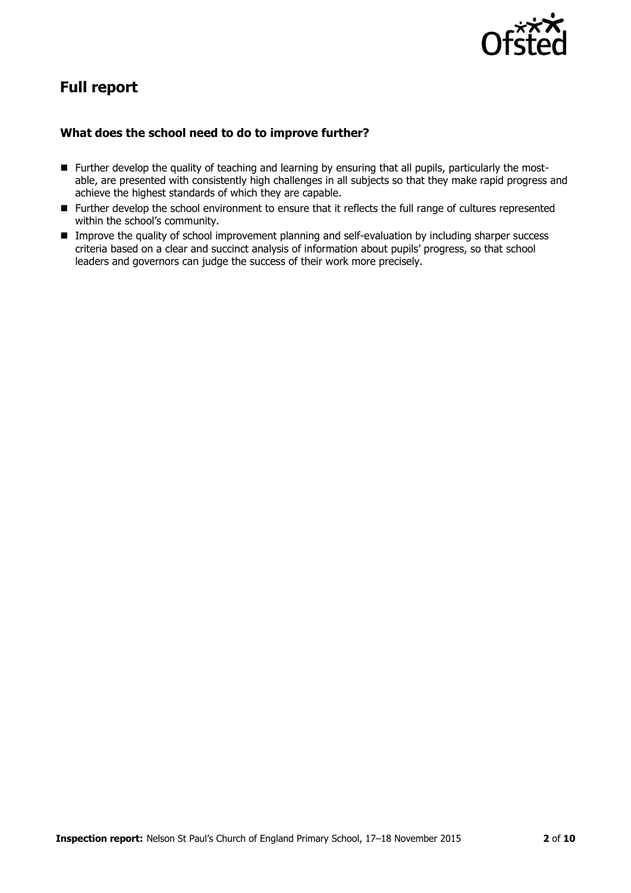## Full report

### What does the school need to do to improve further?

- Further develop the quality of teaching and learning by ensuring that all pupils, particularly the most-able, are presented with consistently high challenges in all subjects so that they make rapid progress and achieve the highest standards of which they are capable.
- Further develop the school environment to ensure that it reflects the full range of cultures represented within the school's community.
- Improve the quality of school improvement planning and self-evaluation by including sharper success criteria based on a clear and succinct analysis of information about pupils' progress, so that school leaders and governors can judge the success of their work more precisely.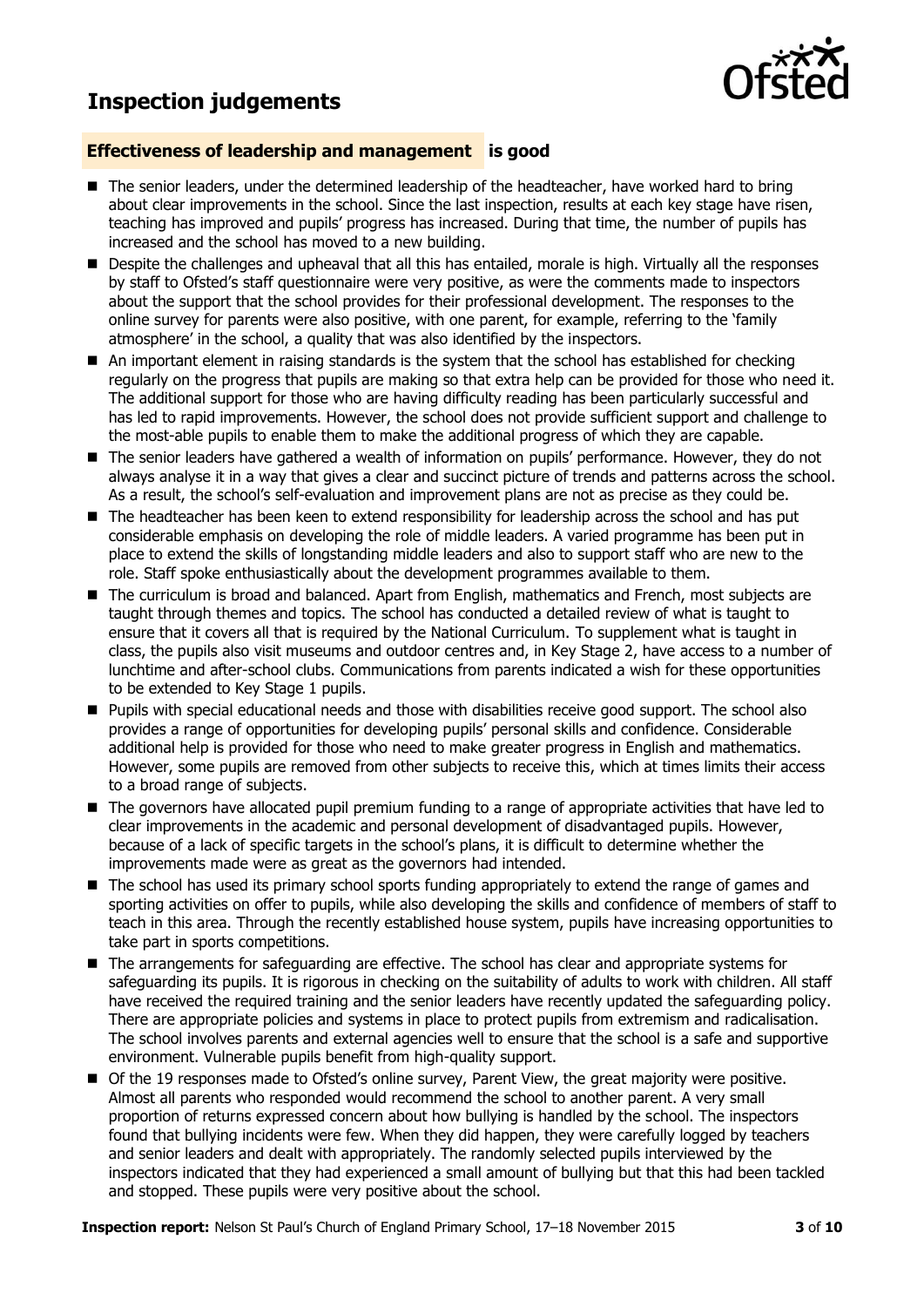# Inspection judgements

### Effectiveness of leadership and management is good

- The senior leaders, under the determined leadership of the headteacher, have worked hard to bring about clear improvements in the school. Since the last inspection, results at each key stage have risen, teaching has improved and pupils' progress has increased. During that time, the number of pupils has increased and the school has moved to a new building.
- Despite the challenges and upheaval that all this has entailed, morale is high. Virtually all the responses by staff to Ofsted's staff questionnaire were very positive, as were the comments made to inspectors about the support that the school provides for their professional development. The responses to the online survey for parents were also positive, with one parent, for example, referring to the 'family atmosphere' in the school, a quality that was also identified by the inspectors.
- An important element in raising standards is the system that the school has established for checking regularly on the progress that pupils are making so that extra help can be provided for those who need it. The additional support for those who are having difficulty reading has been particularly successful and has led to rapid improvements. However, the school does not provide sufficient support and challenge to the most-able pupils to enable them to make the additional progress of which they are capable.
- The senior leaders have gathered a wealth of information on pupils' performance. However, they do not always analyse it in a way that gives a clear and succinct picture of trends and patterns across the school. As a result, the school's self-evaluation and improvement plans are not as precise as they could be.
- The headteacher has been keen to extend responsibility for leadership across the school and has put considerable emphasis on developing the role of middle leaders. A varied programme has been put in place to extend the skills of longstanding middle leaders and also to support staff who are new to the role. Staff spoke enthusiastically about the development programmes available to them.
- The curriculum is broad and balanced. Apart from English, mathematics and French, most subjects are taught through themes and topics. The school has conducted a detailed review of what is taught to ensure that it covers all that is required by the National Curriculum. To supplement what is taught in class, the pupils also visit museums and outdoor centres and, in Key Stage 2, have access to a number of lunchtime and after-school clubs. Communications from parents indicated a wish for these opportunities to be extended to Key Stage 1 pupils.
- Pupils with special educational needs and those with disabilities receive good support. The school also provides a range of opportunities for developing pupils' personal skills and confidence. Considerable additional help is provided for those who need to make greater progress in English and mathematics. However, some pupils are removed from other subjects to receive this, which at times limits their access to a broad range of subjects.
- The governors have allocated pupil premium funding to a range of appropriate activities that have led to clear improvements in the academic and personal development of disadvantaged pupils. However, because of a lack of specific targets in the school's plans, it is difficult to determine whether the improvements made were as great as the governors had intended.
- The school has used its primary school sports funding appropriately to extend the range of games and sporting activities on offer to pupils, while also developing the skills and confidence of members of staff to teach in this area. Through the recently established house system, pupils have increasing opportunities to take part in sports competitions.
- The arrangements for safeguarding are effective. The school has clear and appropriate systems for safeguarding its pupils. It is rigorous in checking on the suitability of adults to work with children. All staff have received the required training and the senior leaders have recently updated the safeguarding policy. There are appropriate policies and systems in place to protect pupils from extremism and radicalisation. The school involves parents and external agencies well to ensure that the school is a safe and supportive environment. Vulnerable pupils benefit from high-quality support.
- Of the 19 responses made to Ofsted's online survey, Parent View, the great majority were positive. Almost all parents who responded would recommend the school to another parent. A very small proportion of returns expressed concern about how bullying is handled by the school. The inspectors found that bullying incidents were few. When they did happen, they were carefully logged by teachers and senior leaders and dealt with appropriately. The randomly selected pupils interviewed by the inspectors indicated that they had experienced a small amount of bullying but that this had been tackled and stopped. These pupils were very positive about the school.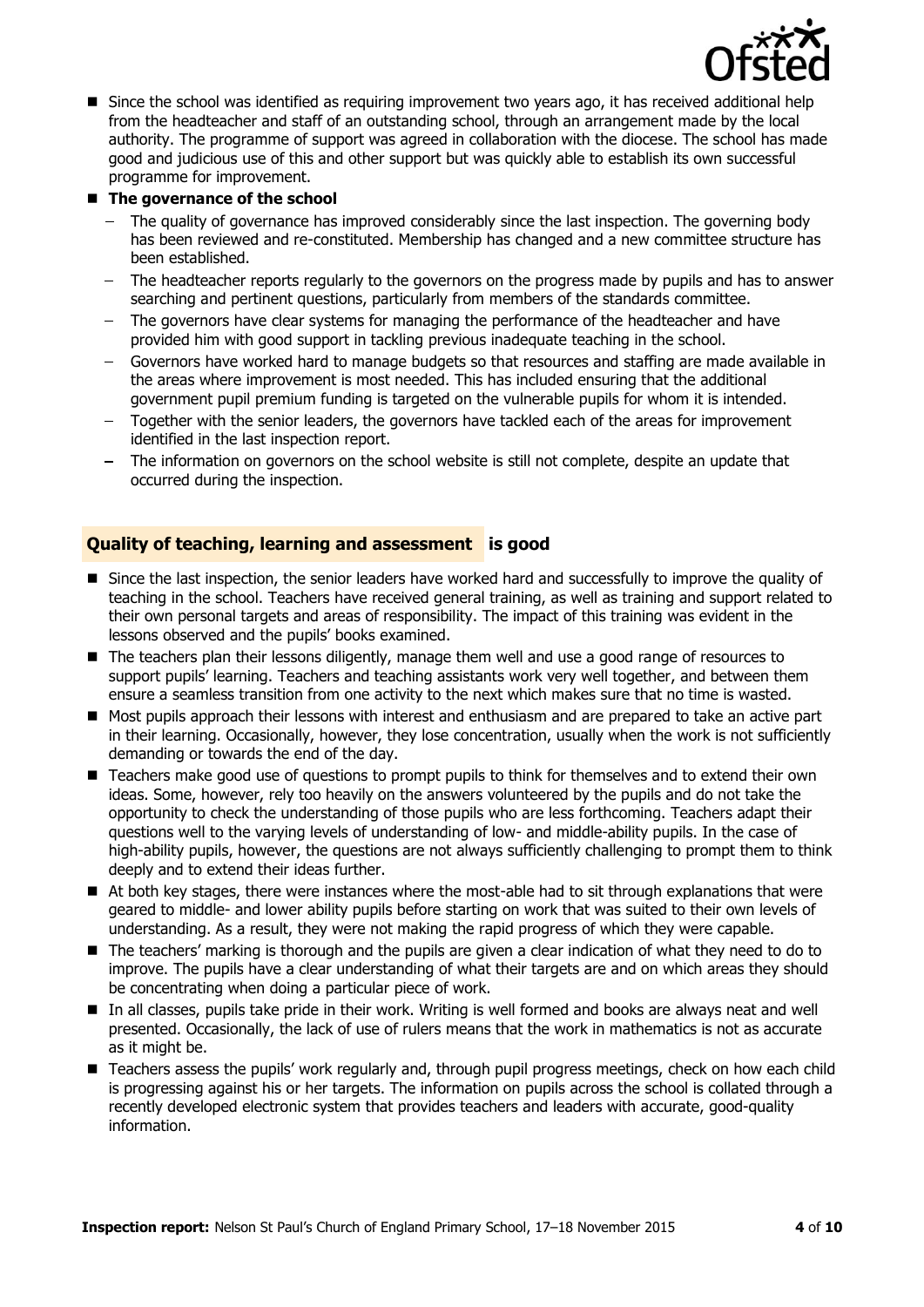- Since the school was identified as requiring improvement two years ago, it has received additional help from the headteacher and staff of an outstanding school, through an arrangement made by the local authority. The programme of support was agreed in collaboration with the diocese. The school has made good and judicious use of this and other support but was quickly able to establish its own successful programme for improvement.
- **The governance of the school**
  - The quality of governance has improved considerably since the last inspection. The governing body has been reviewed and re-constituted. Membership has changed and a new committee structure has been established.
  - The headteacher reports regularly to the governors on the progress made by pupils and has to answer searching and pertinent questions, particularly from members of the standards committee.
  - The governors have clear systems for managing the performance of the headteacher and have provided him with good support in tackling previous inadequate teaching in the school.
  - Governors have worked hard to manage budgets so that resources and staffing are made available in the areas where improvement is most needed. This has included ensuring that the additional government pupil premium funding is targeted on the vulnerable pupils for whom it is intended.
  - Together with the senior leaders, the governors have tackled each of the areas for improvement identified in the last inspection report.
  - The information on governors on the school website is still not complete, despite an update that occurred during the inspection.

## Quality of teaching, learning and assessment is good

- Since the last inspection, the senior leaders have worked hard and successfully to improve the quality of teaching in the school. Teachers have received general training, as well as training and support related to their own personal targets and areas of responsibility. The impact of this training was evident in the lessons observed and the pupils' books examined.
- The teachers plan their lessons diligently, manage them well and use a good range of resources to support pupils' learning. Teachers and teaching assistants work very well together, and between them ensure a seamless transition from one activity to the next which makes sure that no time is wasted.
- Most pupils approach their lessons with interest and enthusiasm and are prepared to take an active part in their learning. Occasionally, however, they lose concentration, usually when the work is not sufficiently demanding or towards the end of the day.
- Teachers make good use of questions to prompt pupils to think for themselves and to extend their own ideas. Some, however, rely too heavily on the answers volunteered by the pupils and do not take the opportunity to check the understanding of those pupils who are less forthcoming. Teachers adapt their questions well to the varying levels of understanding of low- and middle-ability pupils. In the case of high-ability pupils, however, the questions are not always sufficiently challenging to prompt them to think deeply and to extend their ideas further.
- At both key stages, there were instances where the most-able had to sit through explanations that were geared to middle- and lower ability pupils before starting on work that was suited to their own levels of understanding. As a result, they were not making the rapid progress of which they were capable.
- The teachers' marking is thorough and the pupils are given a clear indication of what they need to do to improve. The pupils have a clear understanding of what their targets are and on which areas they should be concentrating when doing a particular piece of work.
- In all classes, pupils take pride in their work. Writing is well formed and books are always neat and well presented. Occasionally, the lack of use of rulers means that the work in mathematics is not as accurate as it might be.
- Teachers assess the pupils' work regularly and, through pupil progress meetings, check on how each child is progressing against his or her targets. The information on pupils across the school is collated through a recently developed electronic system that provides teachers and leaders with accurate, good-quality information.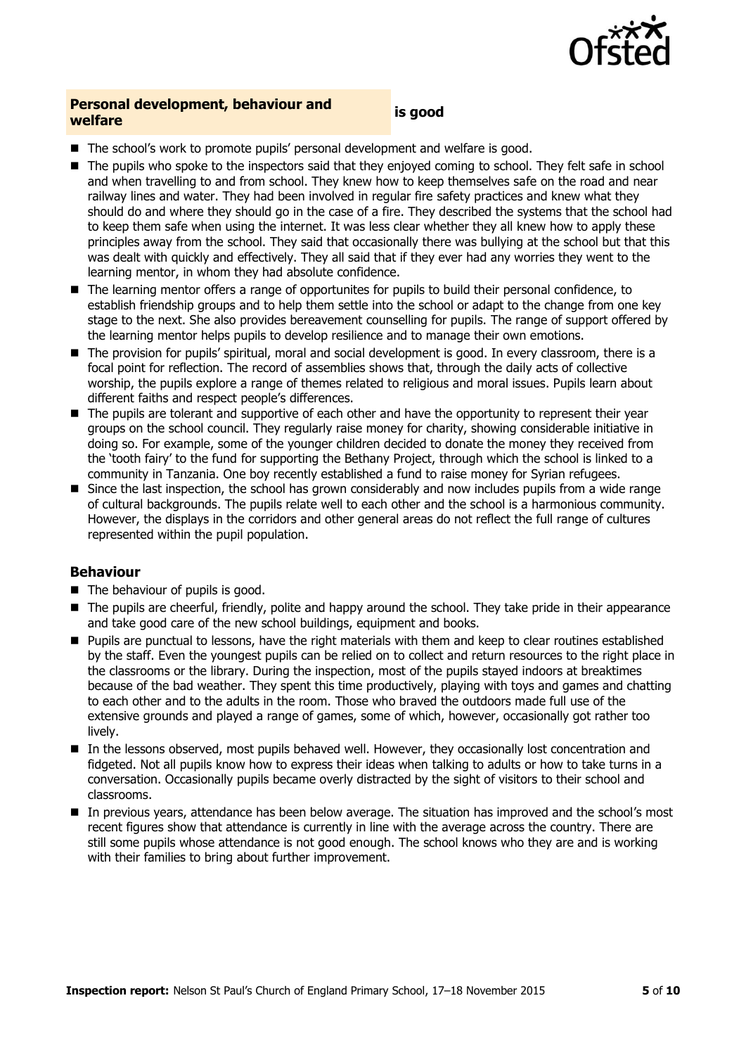## Personal development, behaviour and welfare is good

- The school's work to promote pupils' personal development and welfare is good.
- The pupils who spoke to the inspectors said that they enjoyed coming to school. They felt safe in school and when travelling to and from school. They knew how to keep themselves safe on the road and near railway lines and water. They had been involved in regular fire safety practices and knew what they should do and where they should go in the case of a fire. They described the systems that the school had to keep them safe when using the internet. It was less clear whether they all knew how to apply these principles away from the school. They said that occasionally there was bullying at the school but that this was dealt with quickly and effectively. They all said that if they ever had any worries they went to the learning mentor, in whom they had absolute confidence.
- The learning mentor offers a range of opportunites for pupils to build their personal confidence, to establish friendship groups and to help them settle into the school or adapt to the change from one key stage to the next. She also provides bereavement counselling for pupils. The range of support offered by the learning mentor helps pupils to develop resilience and to manage their own emotions.
- The provision for pupils' spiritual, moral and social development is good. In every classroom, there is a focal point for reflection. The record of assemblies shows that, through the daily acts of collective worship, the pupils explore a range of themes related to religious and moral issues. Pupils learn about different faiths and respect people's differences.
- The pupils are tolerant and supportive of each other and have the opportunity to represent their year groups on the school council. They regularly raise money for charity, showing considerable initiative in doing so. For example, some of the younger children decided to donate the money they received from the 'tooth fairy' to the fund for supporting the Bethany Project, through which the school is linked to a community in Tanzania. One boy recently established a fund to raise money for Syrian refugees.
- Since the last inspection, the school has grown considerably and now includes pupils from a wide range of cultural backgrounds. The pupils relate well to each other and the school is a harmonious community. However, the displays in the corridors and other general areas do not reflect the full range of cultures represented within the pupil population.

### Behaviour

- The behaviour of pupils is good.
- The pupils are cheerful, friendly, polite and happy around the school. They take pride in their appearance and take good care of the new school buildings, equipment and books.
- Pupils are punctual to lessons, have the right materials with them and keep to clear routines established by the staff. Even the youngest pupils can be relied on to collect and return resources to the right place in the classrooms or the library. During the inspection, most of the pupils stayed indoors at breaktimes because of the bad weather. They spent this time productively, playing with toys and games and chatting to each other and to the adults in the room. Those who braved the outdoors made full use of the extensive grounds and played a range of games, some of which, however, occasionally got rather too lively.
- In the lessons observed, most pupils behaved well. However, they occasionally lost concentration and fidgeted. Not all pupils know how to express their ideas when talking to adults or how to take turns in a conversation. Occasionally pupils became overly distracted by the sight of visitors to their school and classrooms.
- In previous years, attendance has been below average. The situation has improved and the school's most recent figures show that attendance is currently in line with the average across the country. There are still some pupils whose attendance is not good enough. The school knows who they are and is working with their families to bring about further improvement.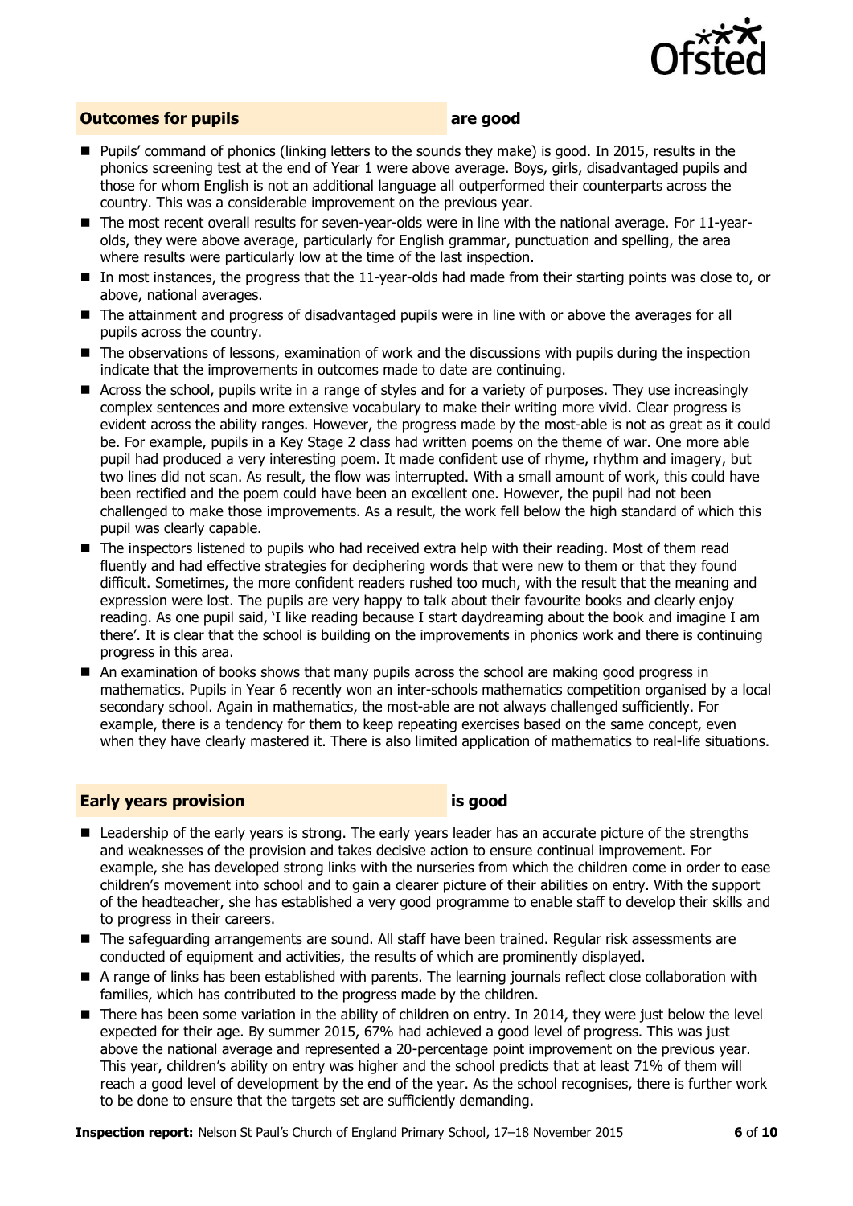## Outcomes for pupils — are good

- Pupils' command of phonics (linking letters to the sounds they make) is good. In 2015, results in the phonics screening test at the end of Year 1 were above average. Boys, girls, disadvantaged pupils and those for whom English is not an additional language all outperformed their counterparts across the country. This was a considerable improvement on the previous year.
- The most recent overall results for seven-year-olds were in line with the national average. For 11-year-olds, they were above average, particularly for English grammar, punctuation and spelling, the area where results were particularly low at the time of the last inspection.
- In most instances, the progress that the 11-year-olds had made from their starting points was close to, or above, national averages.
- The attainment and progress of disadvantaged pupils were in line with or above the averages for all pupils across the country.
- The observations of lessons, examination of work and the discussions with pupils during the inspection indicate that the improvements in outcomes made to date are continuing.
- Across the school, pupils write in a range of styles and for a variety of purposes. They use increasingly complex sentences and more extensive vocabulary to make their writing more vivid. Clear progress is evident across the ability ranges. However, the progress made by the most-able is not as great as it could be. For example, pupils in a Key Stage 2 class had written poems on the theme of war. One more able pupil had produced a very interesting poem. It made confident use of rhyme, rhythm and imagery, but two lines did not scan. As result, the flow was interrupted. With a small amount of work, this could have been rectified and the poem could have been an excellent one. However, the pupil had not been challenged to make those improvements. As a result, the work fell below the high standard of which this pupil was clearly capable.
- The inspectors listened to pupils who had received extra help with their reading. Most of them read fluently and had effective strategies for deciphering words that were new to them or that they found difficult. Sometimes, the more confident readers rushed too much, with the result that the meaning and expression were lost. The pupils are very happy to talk about their favourite books and clearly enjoy reading. As one pupil said, 'I like reading because I start daydreaming about the book and imagine I am there'. It is clear that the school is building on the improvements in phonics work and there is continuing progress in this area.
- An examination of books shows that many pupils across the school are making good progress in mathematics. Pupils in Year 6 recently won an inter-schools mathematics competition organised by a local secondary school. Again in mathematics, the most-able are not always challenged sufficiently. For example, there is a tendency for them to keep repeating exercises based on the same concept, even when they have clearly mastered it. There is also limited application of mathematics to real-life situations.

## Early years provision — is good

- Leadership of the early years is strong. The early years leader has an accurate picture of the strengths and weaknesses of the provision and takes decisive action to ensure continual improvement. For example, she has developed strong links with the nurseries from which the children come in order to ease children's movement into school and to gain a clearer picture of their abilities on entry. With the support of the headteacher, she has established a very good programme to enable staff to develop their skills and to progress in their careers.
- The safeguarding arrangements are sound. All staff have been trained. Regular risk assessments are conducted of equipment and activities, the results of which are prominently displayed.
- A range of links has been established with parents. The learning journals reflect close collaboration with families, which has contributed to the progress made by the children.
- There has been some variation in the ability of children on entry. In 2014, they were just below the level expected for their age. By summer 2015, 67% had achieved a good level of progress. This was just above the national average and represented a 20-percentage point improvement on the previous year. This year, children's ability on entry was higher and the school predicts that at least 71% of them will reach a good level of development by the end of the year. As the school recognises, there is further work to be done to ensure that the targets set are sufficiently demanding.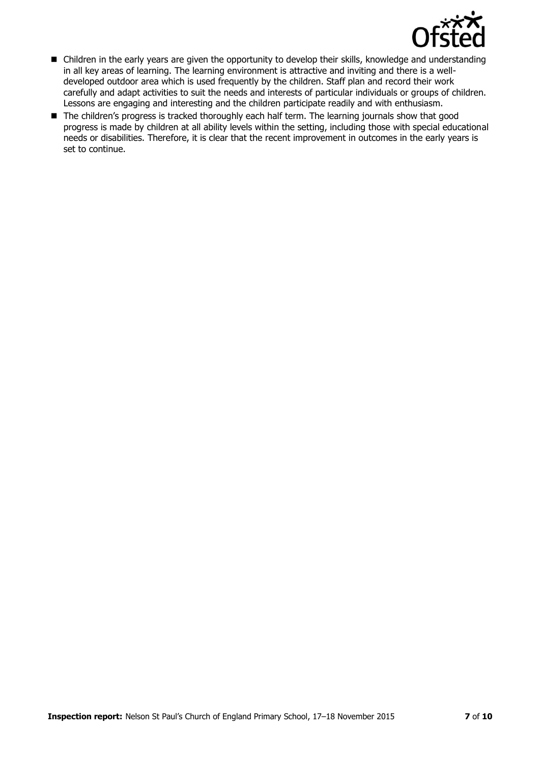- Children in the early years are given the opportunity to develop their skills, knowledge and understanding in all key areas of learning. The learning environment is attractive and inviting and there is a well-developed outdoor area which is used frequently by the children. Staff plan and record their work carefully and adapt activities to suit the needs and interests of particular individuals or groups of children. Lessons are engaging and interesting and the children participate readily and with enthusiasm.
- The children's progress is tracked thoroughly each half term. The learning journals show that good progress is made by children at all ability levels within the setting, including those with special educational needs or disabilities. Therefore, it is clear that the recent improvement in outcomes in the early years is set to continue.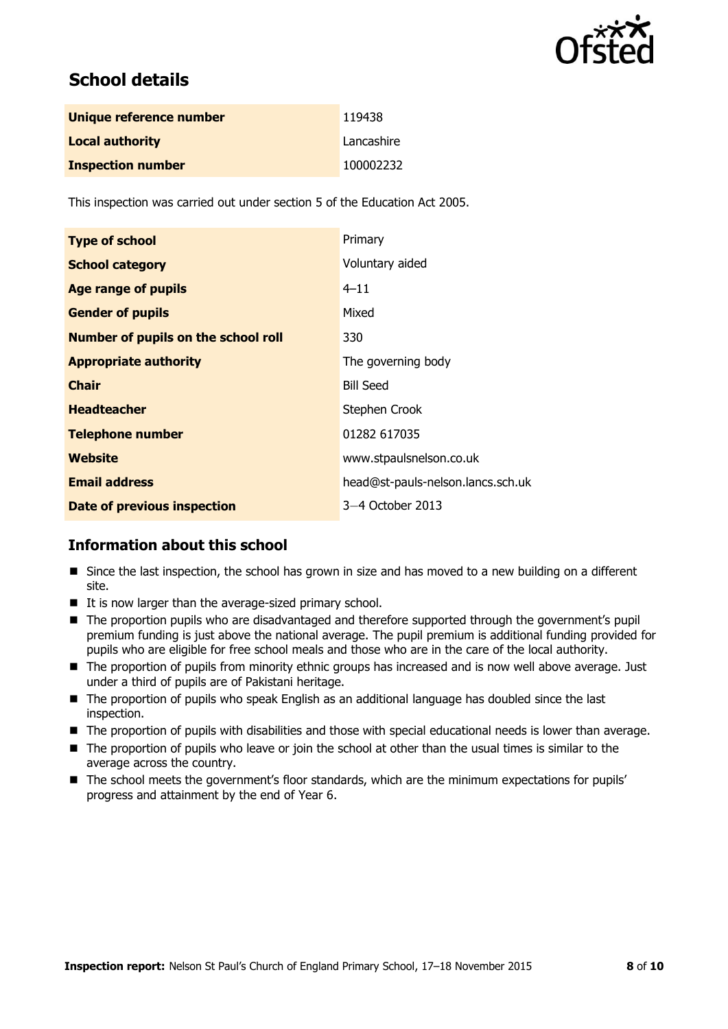## School details

| | |
|---|---|
| **Unique reference number** | 119438 |
| **Local authority** | Lancashire |
| **Inspection number** | 100002232 |

This inspection was carried out under section 5 of the Education Act 2005.

| | |
|---|---|
| **Type of school** | Primary |
| **School category** | Voluntary aided |
| **Age range of pupils** | 4–11 |
| **Gender of pupils** | Mixed |
| **Number of pupils on the school roll** | 330 |
| **Appropriate authority** | The governing body |
| **Chair** | Bill Seed |
| **Headteacher** | Stephen Crook |
| **Telephone number** | 01282 617035 |
| **Website** | www.stpaulsnelson.co.uk |
| **Email address** | head@st-pauls-nelson.lancs.sch.uk |
| **Date of previous inspection** | 3–4 October 2013 |

## Information about this school

- Since the last inspection, the school has grown in size and has moved to a new building on a different site.
- It is now larger than the average-sized primary school.
- The proportion pupils who are disadvantaged and therefore supported through the government's pupil premium funding is just above the national average. The pupil premium is additional funding provided for pupils who are eligible for free school meals and those who are in the care of the local authority.
- The proportion of pupils from minority ethnic groups has increased and is now well above average. Just under a third of pupils are of Pakistani heritage.
- The proportion of pupils who speak English as an additional language has doubled since the last inspection.
- The proportion of pupils with disabilities and those with special educational needs is lower than average.
- The proportion of pupils who leave or join the school at other than the usual times is similar to the average across the country.
- The school meets the government's floor standards, which are the minimum expectations for pupils' progress and attainment by the end of Year 6.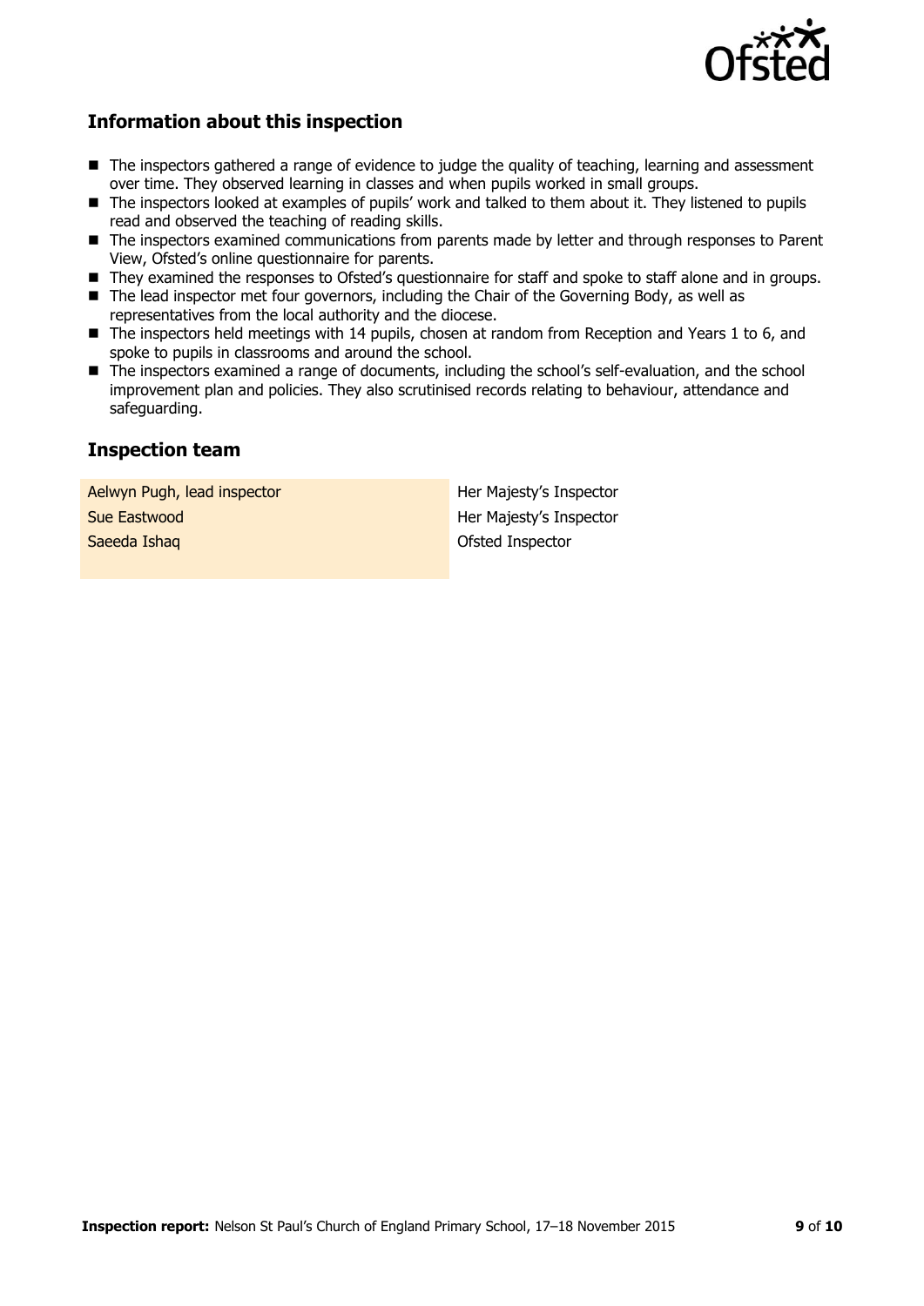## Information about this inspection

- The inspectors gathered a range of evidence to judge the quality of teaching, learning and assessment over time. They observed learning in classes and when pupils worked in small groups.
- The inspectors looked at examples of pupils' work and talked to them about it. They listened to pupils read and observed the teaching of reading skills.
- The inspectors examined communications from parents made by letter and through responses to Parent View, Ofsted's online questionnaire for parents.
- They examined the responses to Ofsted's questionnaire for staff and spoke to staff alone and in groups.
- The lead inspector met four governors, including the Chair of the Governing Body, as well as representatives from the local authority and the diocese.
- The inspectors held meetings with 14 pupils, chosen at random from Reception and Years 1 to 6, and spoke to pupils in classrooms and around the school.
- The inspectors examined a range of documents, including the school's self-evaluation, and the school improvement plan and policies. They also scrutinised records relating to behaviour, attendance and safeguarding.

## Inspection team

| | |
|---|---|
| Aelwyn Pugh, lead inspector | Her Majesty's Inspector |
| Sue Eastwood | Her Majesty's Inspector |
| Saeeda Ishaq | Ofsted Inspector |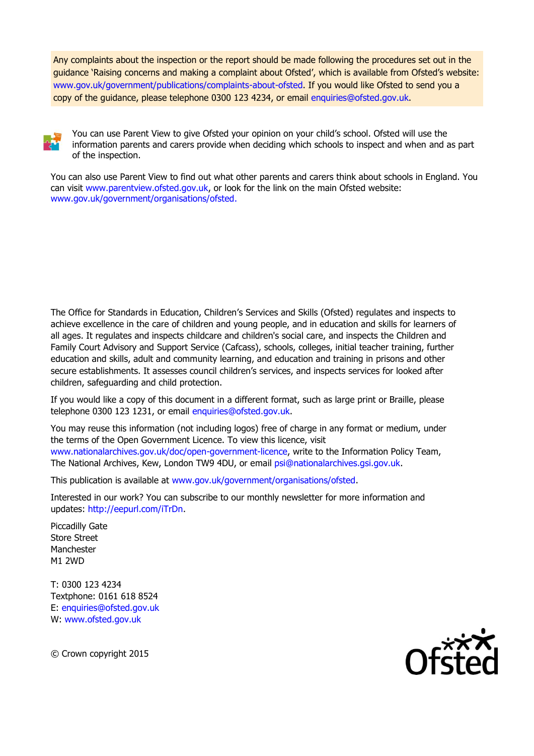Any complaints about the inspection or the report should be made following the procedures set out in the guidance 'Raising concerns and making a complaint about Ofsted', which is available from Ofsted's website: www.gov.uk/government/publications/complaints-about-ofsted. If you would like Ofsted to send you a copy of the guidance, please telephone 0300 123 4234, or email enquiries@ofsted.gov.uk.

You can use Parent View to give Ofsted your opinion on your child's school. Ofsted will use the information parents and carers provide when deciding which schools to inspect and when and as part of the inspection.

You can also use Parent View to find out what other parents and carers think about schools in England. You can visit www.parentview.ofsted.gov.uk, or look for the link on the main Ofsted website: www.gov.uk/government/organisations/ofsted.

The Office for Standards in Education, Children's Services and Skills (Ofsted) regulates and inspects to achieve excellence in the care of children and young people, and in education and skills for learners of all ages. It regulates and inspects childcare and children's social care, and inspects the Children and Family Court Advisory and Support Service (Cafcass), schools, colleges, initial teacher training, further education and skills, adult and community learning, and education and training in prisons and other secure establishments. It assesses council children's services, and inspects services for looked after children, safeguarding and child protection.

If you would like a copy of this document in a different format, such as large print or Braille, please telephone 0300 123 1231, or email enquiries@ofsted.gov.uk.

You may reuse this information (not including logos) free of charge in any format or medium, under the terms of the Open Government Licence. To view this licence, visit www.nationalarchives.gov.uk/doc/open-government-licence, write to the Information Policy Team, The National Archives, Kew, London TW9 4DU, or email psi@nationalarchives.gsi.gov.uk.

This publication is available at www.gov.uk/government/organisations/ofsted.

Interested in our work? You can subscribe to our monthly newsletter for more information and updates: http://eepurl.com/iTrDn.

Piccadilly Gate
Store Street
Manchester
M1 2WD

T: 0300 123 4234
Textphone: 0161 618 8524
E: enquiries@ofsted.gov.uk
W: www.ofsted.gov.uk

© Crown copyright 2015

Ofsted